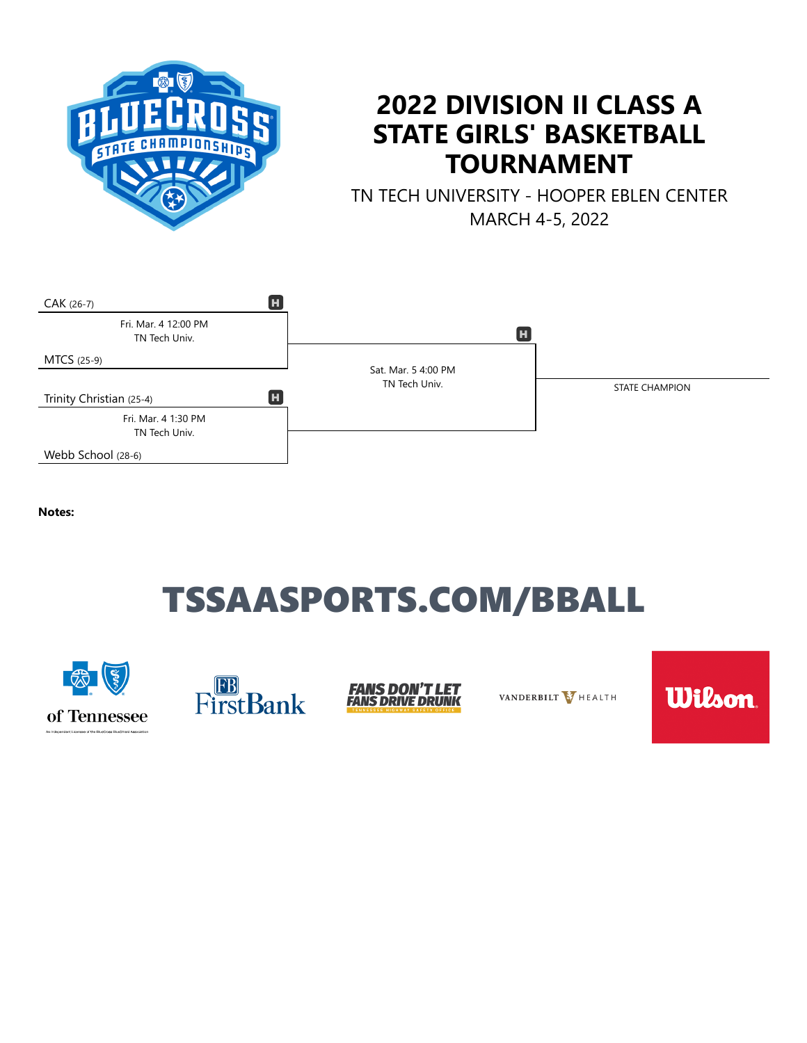# 2022 DIVISION II CLASS A STATE GIRLS' BASKETBALL TOURNAMENT

TN TECH UNIVERSITY - HOOPER EBLEN CENTER

MARCH 4-5, 2022

CAK (26-7) H

Fri. Mar. 4 12:00 PM
TN Tech Univ.

MTCS (25-9)

Trinity Christian (25-4) H

Fri. Mar. 4 1:30 PM
TN Tech Univ.

Webb School (28-6)

H

Sat. Mar. 5 4:00 PM
TN Tech Univ.

STATE CHAMPION

**Notes:**

## TSSAASPORTS.COM/BBALL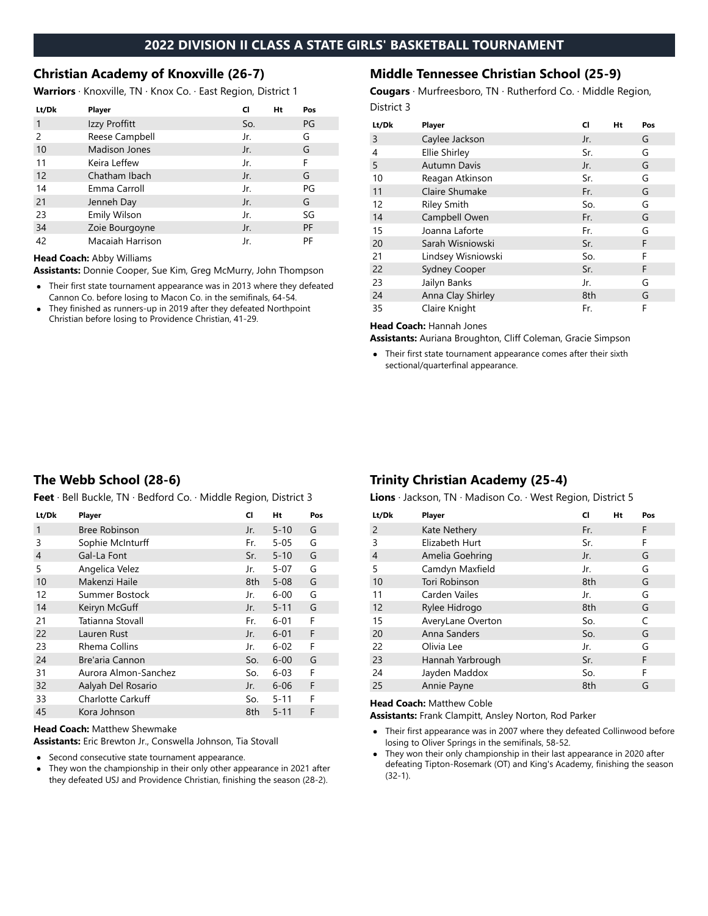# 2022 DIVISION II CLASS A STATE GIRLS' BASKETBALL TOURNAMENT

## Christian Academy of Knoxville (26-7)

**Warriors** · Knoxville, TN · Knox Co. · East Region, District 1

| Lt/Dk | Player | Cl | Ht | Pos |
|---|---|---|---|---|
| 1 | Izzy Proffitt | So. | | PG |
| 2 | Reese Campbell | Jr. | | G |
| 10 | Madison Jones | Jr. | | G |
| 11 | Keira Leffew | Jr. | | F |
| 12 | Chatham Ibach | Jr. | | G |
| 14 | Emma Carroll | Jr. | | PG |
| 21 | Jenneh Day | Jr. | | G |
| 23 | Emily Wilson | Jr. | | SG |
| 34 | Zoie Bourgoyne | Jr. | | PF |
| 42 | Macaiah Harrison | Jr. | | PF |

**Head Coach:** Abby Williams

**Assistants:** Donnie Cooper, Sue Kim, Greg McMurry, John Thompson

- Their first state tournament appearance was in 2013 where they defeated Cannon Co. before losing to Macon Co. in the semifinals, 64-54.
- They finished as runners-up in 2019 after they defeated Northpoint Christian before losing to Providence Christian, 41-29.

## Middle Tennessee Christian School (25-9)

**Cougars** · Murfreesboro, TN · Rutherford Co. · Middle Region, District 3

| Lt/Dk | Player | Cl | Ht | Pos |
|---|---|---|---|---|
| 3 | Caylee Jackson | Jr. | | G |
| 4 | Ellie Shirley | Sr. | | G |
| 5 | Autumn Davis | Jr. | | G |
| 10 | Reagan Atkinson | Sr. | | G |
| 11 | Claire Shumake | Fr. | | G |
| 12 | Riley Smith | So. | | G |
| 14 | Campbell Owen | Fr. | | G |
| 15 | Joanna Laforte | Fr. | | G |
| 20 | Sarah Wisniowski | Sr. | | F |
| 21 | Lindsey Wisniowski | So. | | F |
| 22 | Sydney Cooper | Sr. | | F |
| 23 | Jailyn Banks | Jr. | | G |
| 24 | Anna Clay Shirley | 8th | | G |
| 35 | Claire Knight | Fr. | | F |

**Head Coach:** Hannah Jones

**Assistants:** Auriana Broughton, Cliff Coleman, Gracie Simpson

- Their first state tournament appearance comes after their sixth sectional/quarterfinal appearance.

## The Webb School (28-6)

**Feet** · Bell Buckle, TN · Bedford Co. · Middle Region, District 3

| Lt/Dk | Player | Cl | Ht | Pos |
|---|---|---|---|---|
| 1 | Bree Robinson | Jr. | 5-10 | G |
| 3 | Sophie McInturff | Fr. | 5-05 | G |
| 4 | Gal-La Font | Sr. | 5-10 | G |
| 5 | Angelica Velez | Jr. | 5-07 | G |
| 10 | Makenzi Haile | 8th | 5-08 | G |
| 12 | Summer Bostock | Jr. | 6-00 | G |
| 14 | Keiryn McGuff | Jr. | 5-11 | G |
| 21 | Tatianna Stovall | Fr. | 6-01 | F |
| 22 | Lauren Rust | Jr. | 6-01 | F |
| 23 | Rhema Collins | Jr. | 6-02 | F |
| 24 | Bre'aria Cannon | So. | 6-00 | G |
| 31 | Aurora Almon-Sanchez | So. | 6-03 | F |
| 32 | Aalyah Del Rosario | Jr. | 6-06 | F |
| 33 | Charlotte Carkuff | So. | 5-11 | F |
| 45 | Kora Johnson | 8th | 5-11 | F |

**Head Coach:** Matthew Shewmake

**Assistants:** Eric Brewton Jr., Conswella Johnson, Tia Stovall

- Second consecutive state tournament appearance.
- They won the championship in their only other appearance in 2021 after they defeated USJ and Providence Christian, finishing the season (28-2).

## Trinity Christian Academy (25-4)

**Lions** · Jackson, TN · Madison Co. · West Region, District 5

| Lt/Dk | Player | Cl | Ht | Pos |
|---|---|---|---|---|
| 2 | Kate Nethery | Fr. | | F |
| 3 | Elizabeth Hurt | Sr. | | F |
| 4 | Amelia Goehring | Jr. | | G |
| 5 | Camdyn Maxfield | Jr. | | G |
| 10 | Tori Robinson | 8th | | G |
| 11 | Carden Vailes | Jr. | | G |
| 12 | Rylee Hidrogo | 8th | | G |
| 15 | AveryLane Overton | So. | | C |
| 20 | Anna Sanders | So. | | G |
| 22 | Olivia Lee | Jr. | | G |
| 23 | Hannah Yarbrough | Sr. | | F |
| 24 | Jayden Maddox | So. | | F |
| 25 | Annie Payne | 8th | | G |

**Head Coach:** Matthew Coble

**Assistants:** Frank Clampitt, Ansley Norton, Rod Parker

- Their first appearance was in 2007 where they defeated Collinwood before losing to Oliver Springs in the semifinals, 58-52.
- They won their only championship in their last appearance in 2020 after defeating Tipton-Rosemark (OT) and King's Academy, finishing the season (32-1).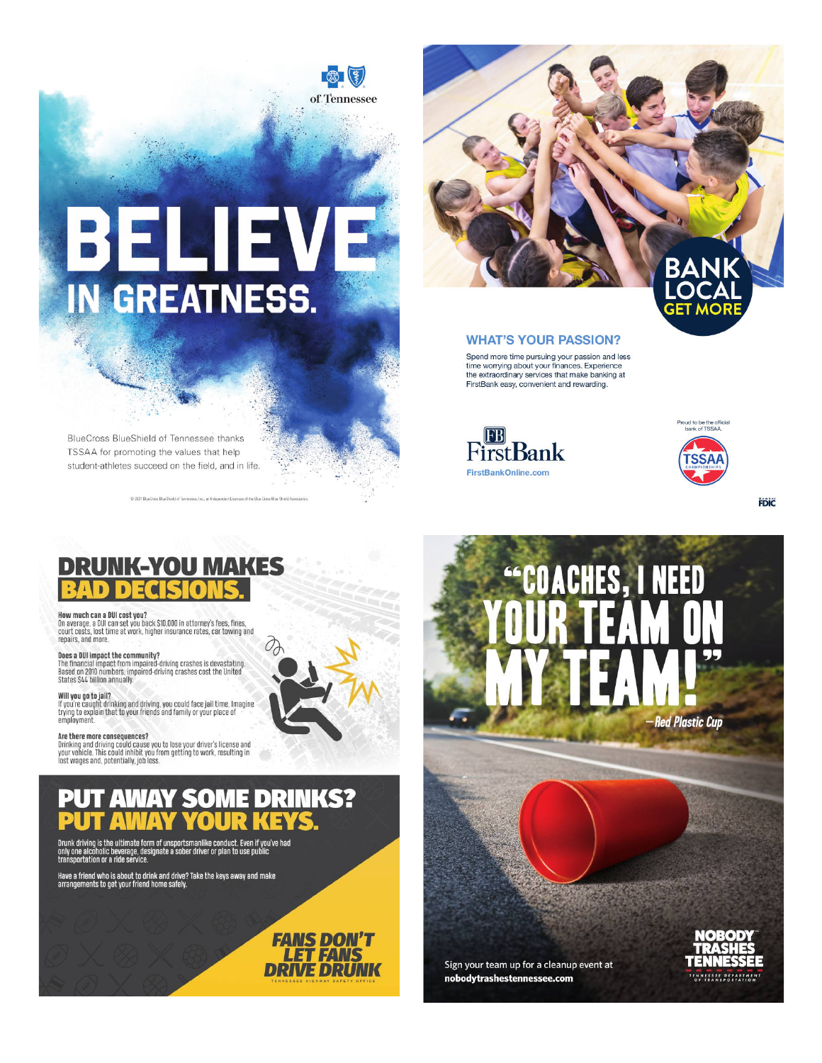of Tennessee

# BELIEVE IN GREATNESS.

BlueCross BlueShield of Tennessee thanks TSSAA for promoting the values that help student-athletes succeed on the field, and in life.

© 2021 BlueCross BlueShield of Tennessee, Inc., an Independent Licensee of the BlueCross BlueShield Association.

BANK LOCAL GET MORE

## WHAT'S YOUR PASSION?

Spend more time pursuing your passion and less time worrying about your finances. Experience the extraordinary services that make banking at FirstBank easy, convenient and rewarding.

FirstBank
FirstBankOnline.com

Proud to be the official bank of TSSAA.

TSSAA CHAMPIONSHIPS

Member FDIC

# DRUNK-YOU MAKES BAD DECISIONS.

**How much can a DUI cost you?**
On average, a DUI can set you back $10,000 in attorney's fees, fines, court costs, lost time at work, higher insurance rates, car towing and repairs, and more.

**Does a DUI impact the community?**
The financial impact from impaired-driving crashes is devastating. Based on 2010 numbers, impaired-driving crashes cost the United States $44 billion annually.

**Will you go to jail?**
If you're caught drinking and driving, you could face jail time. Imagine trying to explain that to your friends and family or your place of employment.

**Are there more consequences?**
Drinking and driving could cause you to lose your driver's license and your vehicle. This could inhibit you from getting to work, resulting in lost wages and, potentially, job loss.

# PUT AWAY SOME DRINKS? PUT AWAY YOUR KEYS.

Drunk driving is the ultimate form of unsportsmanlike conduct. Even if you've had only one alcoholic beverage, designate a sober driver or plan to use public transportation or a ride service.

Have a friend who is about to drink and drive? Take the keys away and make arrangements to get your friend home safely.

FANS DON'T LET FANS DRIVE DRUNK
TENNESSEE HIGHWAY SAFETY OFFICE

# "COACHES, I NEED YOUR TEAM ON MY TEAM!"

—Red Plastic Cup

Sign your team up for a cleanup event at **nobodytrashestennessee.com**

NOBODY TRASHES TENNESSEE
TENNESSEE DEPARTMENT OF TRANSPORTATION